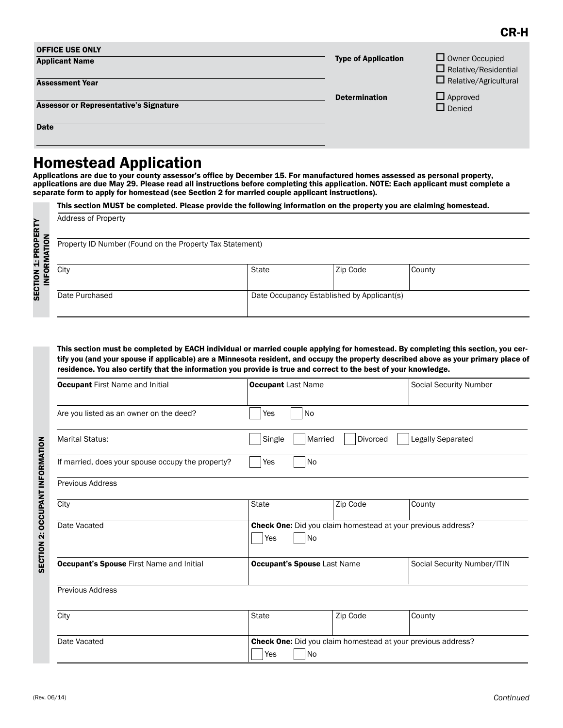CR-H

| OFFICE USE ONLY | | |
|---|---|---|
| Applicant Name | Type of Application | ☐ Owner Occupied<br>☐ Relative/Residential<br>☐ Relative/Agricultural |
| Assessment Year | | |
| Assessor or Representative's Signature | Determination | ☐ Approved<br>☐ Denied |
| Date | | |

# Homestead Application

**Applications are due to your county assessor's office by December 15. For manufactured homes assessed as personal property, applications are due May 29. Please read all instructions before completing this application. NOTE: Each applicant must complete a separate form to apply for homestead (see Section 2 for married couple applicant instructions).**

## SECTION 1: PROPERTY INFORMATION

**This section MUST be completed. Please provide the following information on the property you are claiming homestead.**

| Address of Property | | | |
|---|---|---|---|
| Property ID Number (Found on the Property Tax Statement) | | | |
| City | State | Zip Code | County |
| Date Purchased | Date Occupancy Established by Applicant(s) | | |

## SECTION 2: OCCUPANT INFORMATION

**This section must be completed by EACH individual or married couple applying for homestead. By completing this section, you certify you (and your spouse if applicable) are a Minnesota resident, and occupy the property described above as your primary place of residence. You also certify that the information you provide is true and correct to the best of your knowledge.**

| **Occupant** First Name and Initial | **Occupant** Last Name | | Social Security Number |
|---|---|---|---|
| Are you listed as an owner on the deed? | ☐ Yes ☐ No | | |
| Marital Status: | ☐ Single ☐ Married ☐ Divorced ☐ Legally Separated | | |
| If married, does your spouse occupy the property? | ☐ Yes ☐ No | | |
| Previous Address | | | |
| City | State | Zip Code | County |
| Date Vacated | **Check One:** Did you claim homestead at your previous address?<br>☐ Yes ☐ No | | |
| **Occupant's Spouse** First Name and Initial | **Occupant's Spouse** Last Name | | Social Security Number/ITIN |
| Previous Address | | | |
| City | State | Zip Code | County |
| Date Vacated | **Check One:** Did you claim homestead at your previous address?<br>☐ Yes ☐ No | | |

(Rev. 06/14)

*Continued*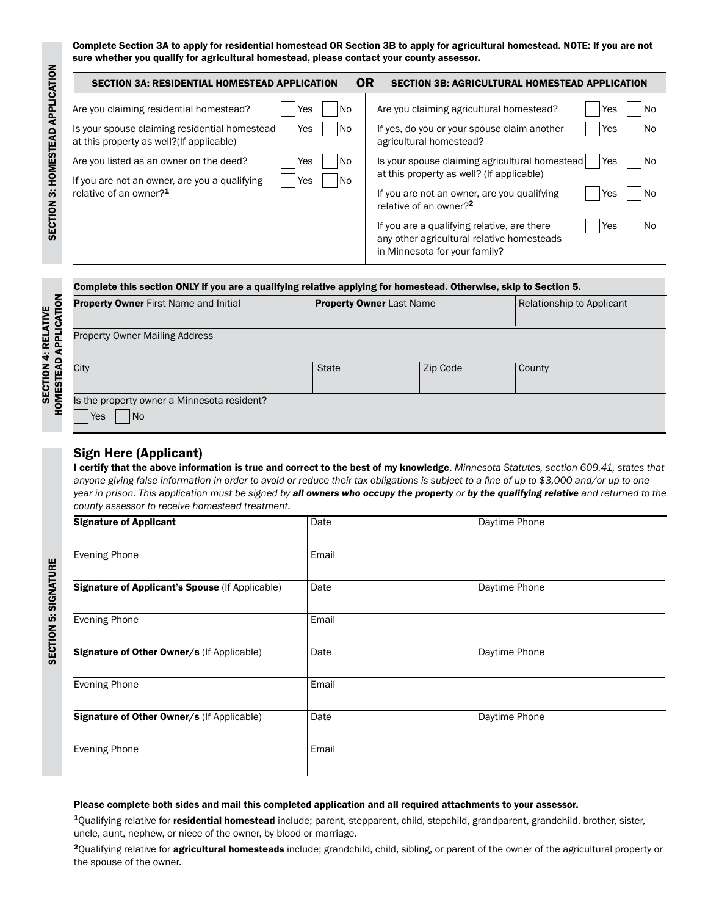Complete Section 3A to apply for residential homestead OR Section 3B to apply for agricultural homestead. NOTE: If you are not sure whether you qualify for agricultural homestead, please contact your county assessor.

## SECTION 3: HOMESTEAD APPLICATION

### SECTION 3A: RESIDENTIAL HOMESTEAD APPLICATION

| Question | Yes | No |
|---|---|---|
| Are you claiming residential homestead? | ☐ Yes | ☐ No |
| Is your spouse claiming residential homestead at this property as well?(If applicable) | ☐ Yes | ☐ No |
| Are you listed as an owner on the deed? | ☐ Yes | ☐ No |
| If you are not an owner, are you a qualifying relative of an owner?[1] | ☐ Yes | ☐ No |

**OR**

### SECTION 3B: AGRICULTURAL HOMESTEAD APPLICATION

| Question | Yes | No |
|---|---|---|
| Are you claiming agricultural homestead? | ☐ Yes | ☐ No |
| If yes, do you or your spouse claim another agricultural homestead? | ☐ Yes | ☐ No |
| Is your spouse claiming agricultural homestead at this property as well? (If applicable) | ☐ Yes | ☐ No |
| If you are not an owner, are you qualifying relative of an owner?[2] | ☐ Yes | ☐ No |
| If you are a qualifying relative, are there any other agricultural relative homesteads in Minnesota for your family? | ☐ Yes | ☐ No |

## SECTION 4: RELATIVE HOMESTEAD APPLICATION

**Complete this section ONLY if you are a qualifying relative applying for homestead. Otherwise, skip to Section 5.**

| **Property Owner** First Name and Initial | **Property Owner** Last Name | | Relationship to Applicant |
|---|---|---|---|
| | | | |
| Property Owner Mailing Address | | | |
| | | | |
| City | State | Zip Code | County |
| | | | |

Is the property owner a Minnesota resident?
☐ Yes ☐ No

## SECTION 5: SIGNATURE

### Sign Here (Applicant)

**I certify that the above information is true and correct to the best of my knowledge**. *Minnesota Statutes, section 609.41, states that anyone giving false information in order to avoid or reduce their tax obligations is subject to a fine of up to $3,000 and/or up to one year in prison. This application must be signed by **all owners who occupy the property** or **by the qualifying relative** and returned to the county assessor to receive homestead treatment.*

| **Signature of Applicant** | Date | Daytime Phone |
|---|---|---|
| Evening Phone | Email | |
| **Signature of Applicant's Spouse** (If Applicable) | Date | Daytime Phone |
| Evening Phone | Email | |
| **Signature of Other Owner/s** (If Applicable) | Date | Daytime Phone |
| Evening Phone | Email | |
| **Signature of Other Owner/s** (If Applicable) | Date | Daytime Phone |
| Evening Phone | Email | |

**Please complete both sides and mail this completed application and all required attachments to your assessor.**

[1] Qualifying relative for **residential homestead** include; parent, stepparent, child, stepchild, grandparent, grandchild, brother, sister, uncle, aunt, nephew, or niece of the owner, by blood or marriage.

[2] Qualifying relative for **agricultural homesteads** include; grandchild, child, sibling, or parent of the owner of the agricultural property or the spouse of the owner.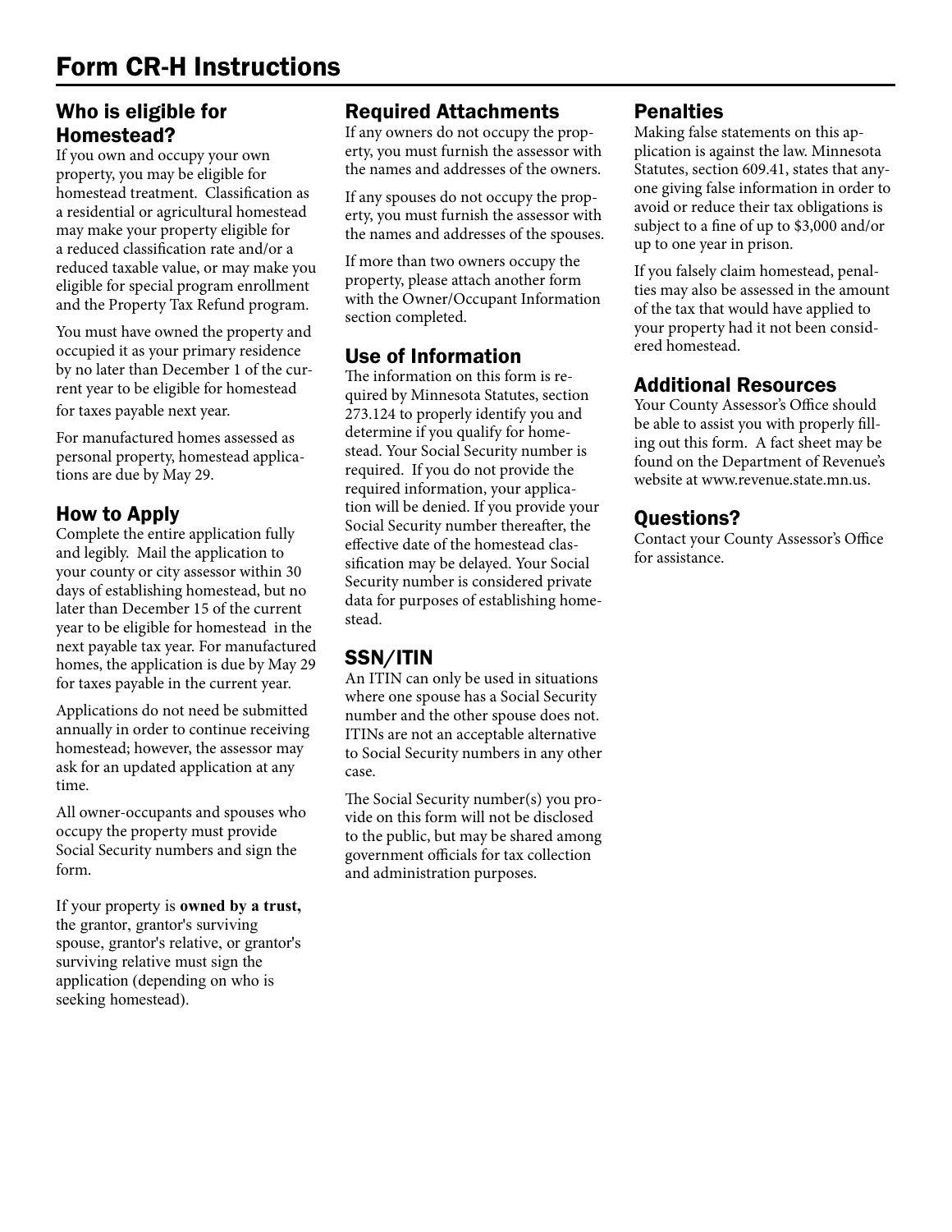# Form CR-H Instructions

## Who is eligible for Homestead?

If you own and occupy your own property, you may be eligible for homestead treatment. Classification as a residential or agricultural homestead may make your property eligible for a reduced classification rate and/or a reduced taxable value, or may make you eligible for special program enrollment and the Property Tax Refund program.

You must have owned the property and occupied it as your primary residence by no later than December 1 of the current year to be eligible for homestead for taxes payable next year.

For manufactured homes assessed as personal property, homestead applications are due by May 29.

## How to Apply

Complete the entire application fully and legibly. Mail the application to your county or city assessor within 30 days of establishing homestead, but no later than December 15 of the current year to be eligible for homestead in the next payable tax year. For manufactured homes, the application is due by May 29 for taxes payable in the current year.

Applications do not need be submitted annually in order to continue receiving homestead; however, the assessor may ask for an updated application at any time.

All owner-occupants and spouses who occupy the property must provide Social Security numbers and sign the form.

If your property is **owned by a trust,** the grantor, grantor's surviving spouse, grantor's relative, or grantor's surviving relative must sign the application (depending on who is seeking homestead).

## Required Attachments

If any owners do not occupy the property, you must furnish the assessor with the names and addresses of the owners.

If any spouses do not occupy the property, you must furnish the assessor with the names and addresses of the spouses.

If more than two owners occupy the property, please attach another form with the Owner/Occupant Information section completed.

## Use of Information

The information on this form is required by Minnesota Statutes, section 273.124 to properly identify you and determine if you qualify for homestead. Your Social Security number is required. If you do not provide the required information, your application will be denied. If you provide your Social Security number thereafter, the effective date of the homestead classification may be delayed. Your Social Security number is considered private data for purposes of establishing homestead.

## SSN/ITIN

An ITIN can only be used in situations where one spouse has a Social Security number and the other spouse does not. ITINs are not an acceptable alternative to Social Security numbers in any other case.

The Social Security number(s) you provide on this form will not be disclosed to the public, but may be shared among government officials for tax collection and administration purposes.

## Penalties

Making false statements on this application is against the law. Minnesota Statutes, section 609.41, states that anyone giving false information in order to avoid or reduce their tax obligations is subject to a fine of up to $3,000 and/or up to one year in prison.

If you falsely claim homestead, penalties may also be assessed in the amount of the tax that would have applied to your property had it not been considered homestead.

## Additional Resources

Your County Assessor's Office should be able to assist you with properly filling out this form. A fact sheet may be found on the Department of Revenue's website at www.revenue.state.mn.us.

## Questions?

Contact your County Assessor's Office for assistance.